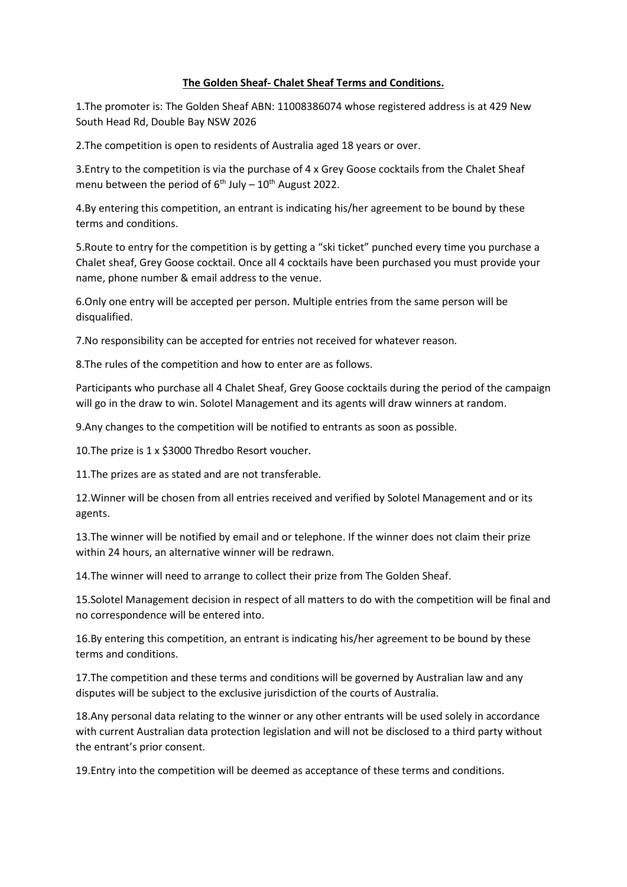**The Golden Sheaf- Chalet Sheaf Terms and Conditions.**

1.The promoter is: The Golden Sheaf ABN: 11008386074 whose registered address is at 429 New South Head Rd, Double Bay NSW 2026

2.The competition is open to residents of Australia aged 18 years or over.

3.Entry to the competition is via the purchase of 4 x Grey Goose cocktails from the Chalet Sheaf menu between the period of 6th July – 10th August 2022.

4.By entering this competition, an entrant is indicating his/her agreement to be bound by these terms and conditions.

5.Route to entry for the competition is by getting a "ski ticket" punched every time you purchase a Chalet sheaf, Grey Goose cocktail. Once all 4 cocktails have been purchased you must provide your name, phone number & email address to the venue.

6.Only one entry will be accepted per person. Multiple entries from the same person will be disqualified.

7.No responsibility can be accepted for entries not received for whatever reason.

8.The rules of the competition and how to enter are as follows.

Participants who purchase all 4 Chalet Sheaf, Grey Goose cocktails during the period of the campaign will go in the draw to win. Solotel Management and its agents will draw winners at random.

9.Any changes to the competition will be notified to entrants as soon as possible.

10.The prize is 1 x $3000 Thredbo Resort voucher.

11.The prizes are as stated and are not transferable.

12.Winner will be chosen from all entries received and verified by Solotel Management and or its agents.

13.The winner will be notified by email and or telephone. If the winner does not claim their prize within 24 hours, an alternative winner will be redrawn.

14.The winner will need to arrange to collect their prize from The Golden Sheaf.

15.Solotel Management decision in respect of all matters to do with the competition will be final and no correspondence will be entered into.

16.By entering this competition, an entrant is indicating his/her agreement to be bound by these terms and conditions.

17.The competition and these terms and conditions will be governed by Australian law and any disputes will be subject to the exclusive jurisdiction of the courts of Australia.

18.Any personal data relating to the winner or any other entrants will be used solely in accordance with current Australian data protection legislation and will not be disclosed to a third party without the entrant's prior consent.

19.Entry into the competition will be deemed as acceptance of these terms and conditions.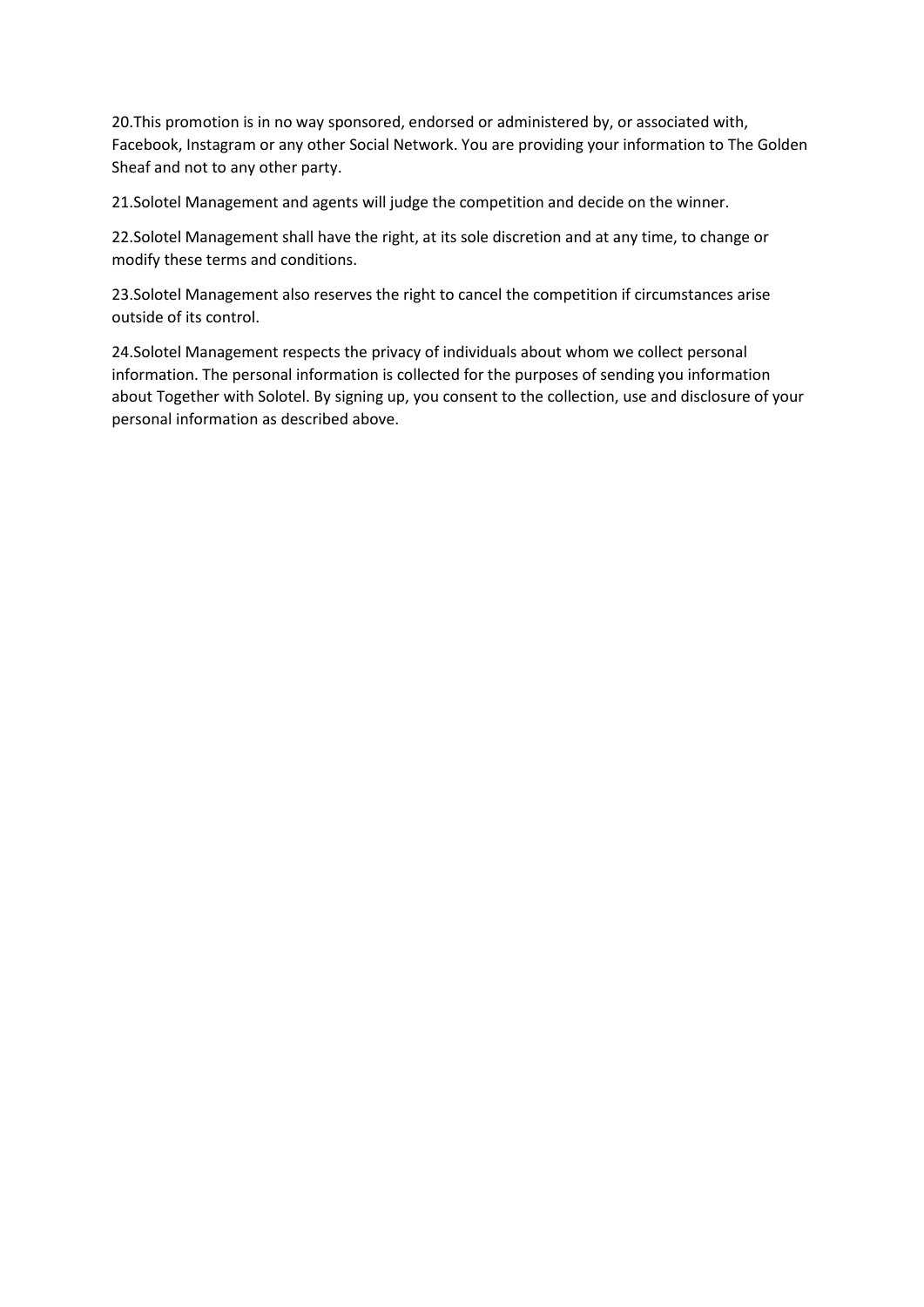20.This promotion is in no way sponsored, endorsed or administered by, or associated with, Facebook, Instagram or any other Social Network. You are providing your information to The Golden Sheaf and not to any other party.

21.Solotel Management and agents will judge the competition and decide on the winner.

22.Solotel Management shall have the right, at its sole discretion and at any time, to change or modify these terms and conditions.

23.Solotel Management also reserves the right to cancel the competition if circumstances arise outside of its control.

24.Solotel Management respects the privacy of individuals about whom we collect personal information. The personal information is collected for the purposes of sending you information about Together with Solotel. By signing up, you consent to the collection, use and disclosure of your personal information as described above.